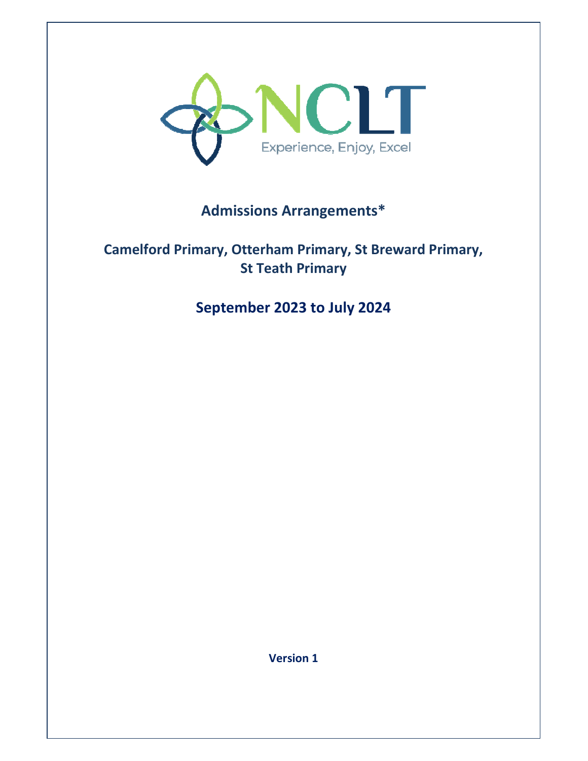NCLT

Experience, Enjoy, Excel

# Admissions Arrangements*

## Camelford Primary, Otterham Primary, St Breward Primary, St Teath Primary

## September 2023 to July 2024

**Version 1**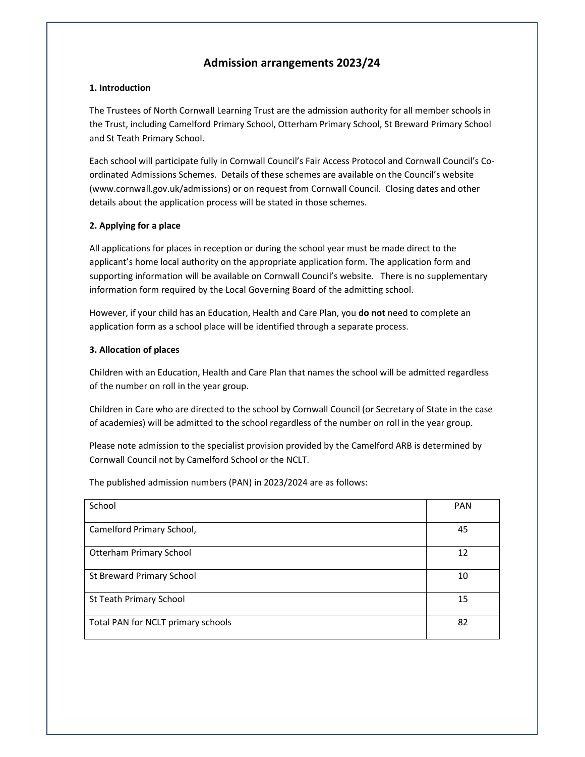# Admission arrangements 2023/24

### 1. Introduction

The Trustees of North Cornwall Learning Trust are the admission authority for all member schools in the Trust, including Camelford Primary School, Otterham Primary School, St Breward Primary School and St Teath Primary School.

Each school will participate fully in Cornwall Council's Fair Access Protocol and Cornwall Council's Co-ordinated Admissions Schemes. Details of these schemes are available on the Council's website (www.cornwall.gov.uk/admissions) or on request from Cornwall Council. Closing dates and other details about the application process will be stated in those schemes.

### 2. Applying for a place

All applications for places in reception or during the school year must be made direct to the applicant's home local authority on the appropriate application form. The application form and supporting information will be available on Cornwall Council's website. There is no supplementary information form required by the Local Governing Board of the admitting school.

However, if your child has an Education, Health and Care Plan, you **do not** need to complete an application form as a school place will be identified through a separate process.

### 3. Allocation of places

Children with an Education, Health and Care Plan that names the school will be admitted regardless of the number on roll in the year group.

Children in Care who are directed to the school by Cornwall Council (or Secretary of State in the case of academies) will be admitted to the school regardless of the number on roll in the year group.

Please note admission to the specialist provision provided by the Camelford ARB is determined by Cornwall Council not by Camelford School or the NCLT.

The published admission numbers (PAN) in 2023/2024 are as follows:

| School | PAN |
|---|---|
| Camelford Primary School, | 45 |
| Otterham Primary School | 12 |
| St Breward Primary School | 10 |
| St Teath Primary School | 15 |
| Total PAN for NCLT primary schools | 82 |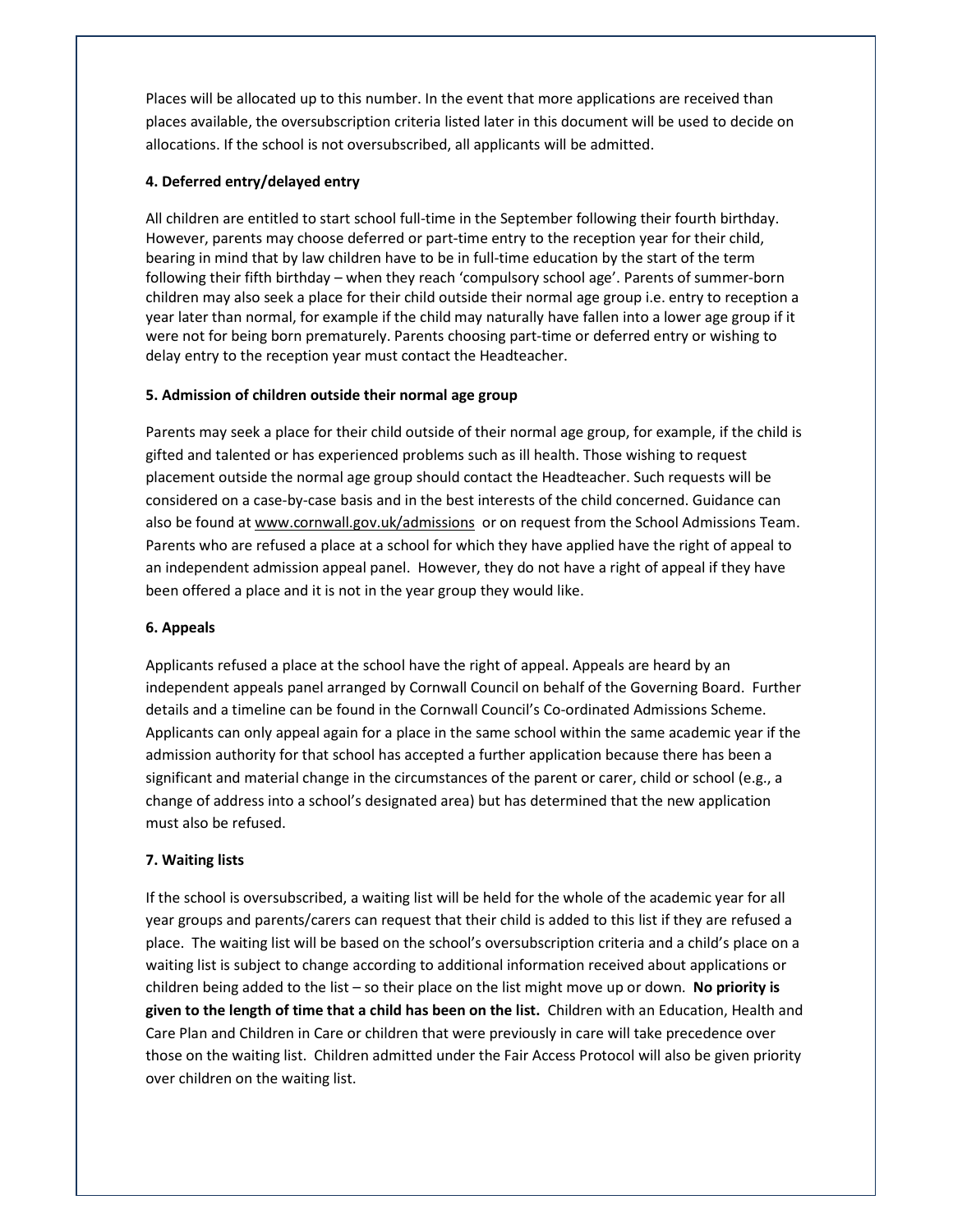Places will be allocated up to this number. In the event that more applications are received than places available, the oversubscription criteria listed later in this document will be used to decide on allocations. If the school is not oversubscribed, all applicants will be admitted.

**4. Deferred entry/delayed entry**

All children are entitled to start school full-time in the September following their fourth birthday. However, parents may choose deferred or part-time entry to the reception year for their child, bearing in mind that by law children have to be in full-time education by the start of the term following their fifth birthday – when they reach 'compulsory school age'. Parents of summer-born children may also seek a place for their child outside their normal age group i.e. entry to reception a year later than normal, for example if the child may naturally have fallen into a lower age group if it were not for being born prematurely. Parents choosing part-time or deferred entry or wishing to delay entry to the reception year must contact the Headteacher.

**5. Admission of children outside their normal age group**

Parents may seek a place for their child outside of their normal age group, for example, if the child is gifted and talented or has experienced problems such as ill health. Those wishing to request placement outside the normal age group should contact the Headteacher. Such requests will be considered on a case-by-case basis and in the best interests of the child concerned. Guidance can also be found at www.cornwall.gov.uk/admissions or on request from the School Admissions Team. Parents who are refused a place at a school for which they have applied have the right of appeal to an independent admission appeal panel. However, they do not have a right of appeal if they have been offered a place and it is not in the year group they would like.

**6. Appeals**

Applicants refused a place at the school have the right of appeal. Appeals are heard by an independent appeals panel arranged by Cornwall Council on behalf of the Governing Board. Further details and a timeline can be found in the Cornwall Council's Co-ordinated Admissions Scheme. Applicants can only appeal again for a place in the same school within the same academic year if the admission authority for that school has accepted a further application because there has been a significant and material change in the circumstances of the parent or carer, child or school (e.g., a change of address into a school's designated area) but has determined that the new application must also be refused.

**7. Waiting lists**

If the school is oversubscribed, a waiting list will be held for the whole of the academic year for all year groups and parents/carers can request that their child is added to this list if they are refused a place. The waiting list will be based on the school's oversubscription criteria and a child's place on a waiting list is subject to change according to additional information received about applications or children being added to the list – so their place on the list might move up or down. **No priority is given to the length of time that a child has been on the list.** Children with an Education, Health and Care Plan and Children in Care or children that were previously in care will take precedence over those on the waiting list. Children admitted under the Fair Access Protocol will also be given priority over children on the waiting list.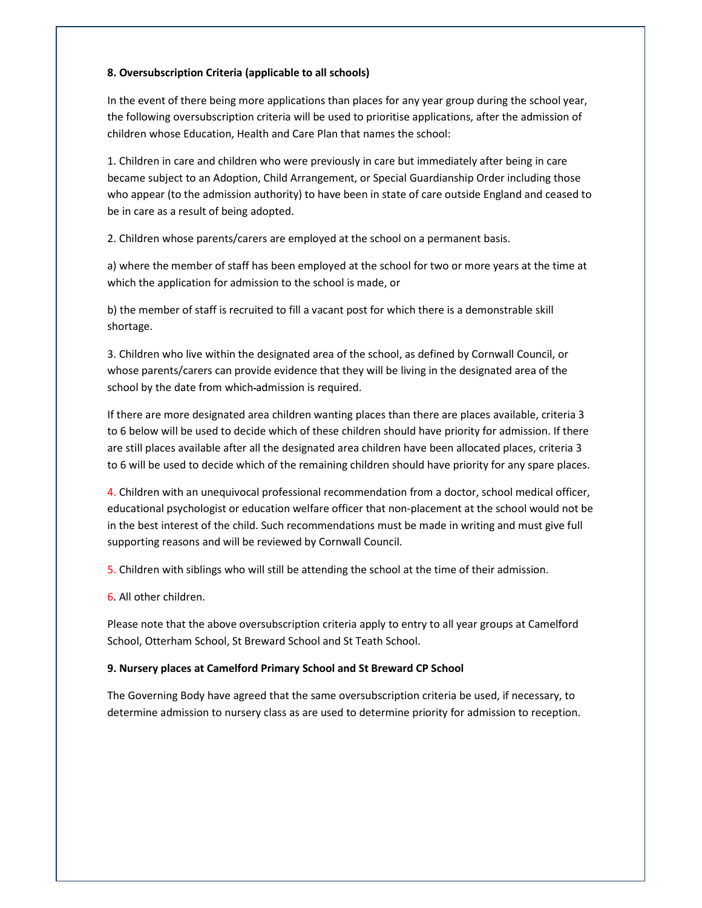**8. Oversubscription Criteria (applicable to all schools)**

In the event of there being more applications than places for any year group during the school year, the following oversubscription criteria will be used to prioritise applications, after the admission of children whose Education, Health and Care Plan that names the school:

1. Children in care and children who were previously in care but immediately after being in care became subject to an Adoption, Child Arrangement, or Special Guardianship Order including those who appear (to the admission authority) to have been in state of care outside England and ceased to be in care as a result of being adopted.

2. Children whose parents/carers are employed at the school on a permanent basis.

a) where the member of staff has been employed at the school for two or more years at the time at which the application for admission to the school is made, or

b) the member of staff is recruited to fill a vacant post for which there is a demonstrable skill shortage.

3. Children who live within the designated area of the school, as defined by Cornwall Council, or whose parents/carers can provide evidence that they will be living in the designated area of the school by the date from which admission is required.

If there are more designated area children wanting places than there are places available, criteria 3 to 6 below will be used to decide which of these children should have priority for admission. If there are still places available after all the designated area children have been allocated places, criteria 3 to 6 will be used to decide which of the remaining children should have priority for any spare places.

4. Children with an unequivocal professional recommendation from a doctor, school medical officer, educational psychologist or education welfare officer that non-placement at the school would not be in the best interest of the child. Such recommendations must be made in writing and must give full supporting reasons and will be reviewed by Cornwall Council.

5. Children with siblings who will still be attending the school at the time of their admission.

6. All other children.

Please note that the above oversubscription criteria apply to entry to all year groups at Camelford School, Otterham School, St Breward School and St Teath School.

**9. Nursery places at Camelford Primary School and St Breward CP School**

The Governing Body have agreed that the same oversubscription criteria be used, if necessary, to determine admission to nursery class as are used to determine priority for admission to reception.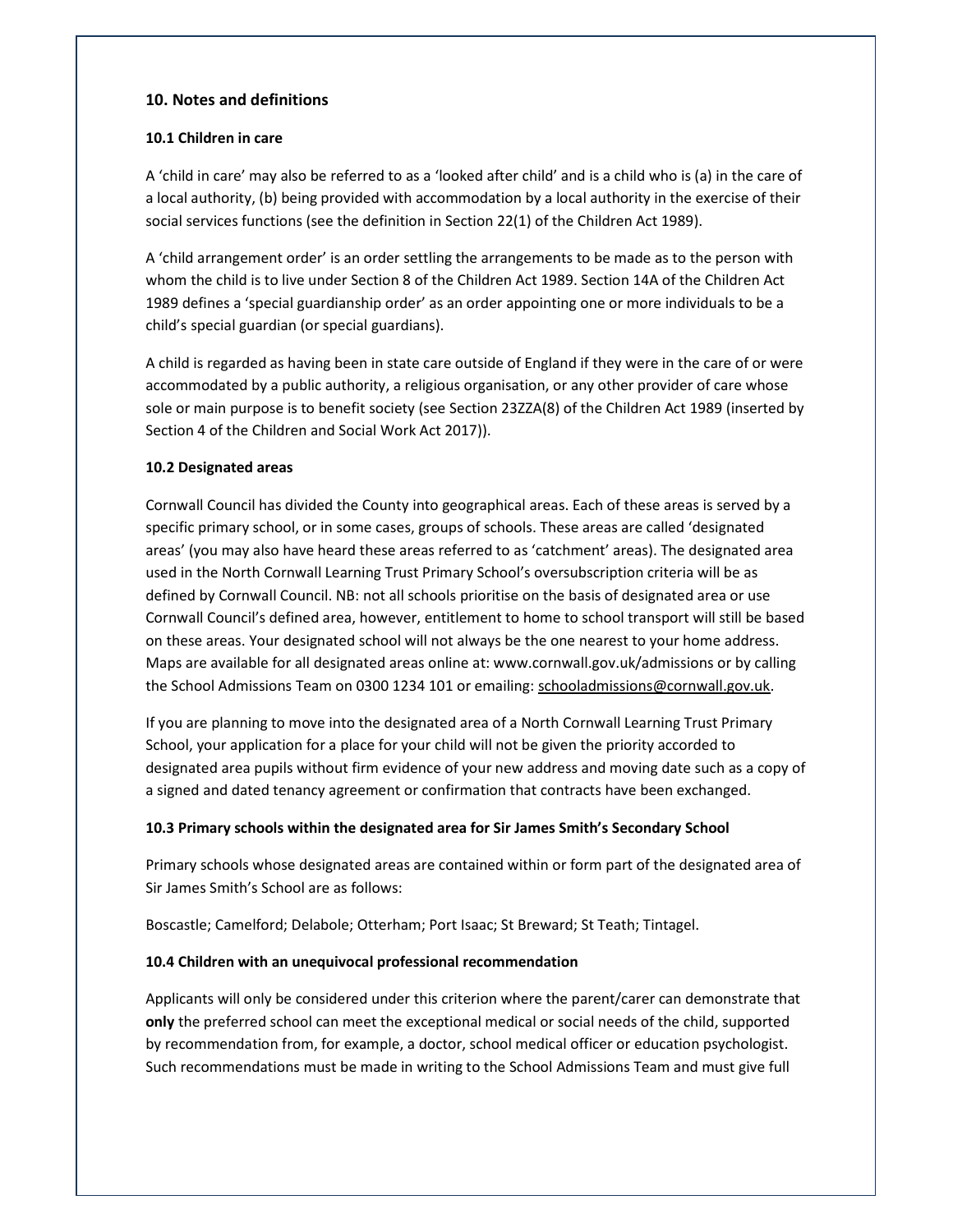## 10. Notes and definitions

### 10.1 Children in care

A 'child in care' may also be referred to as a 'looked after child' and is a child who is (a) in the care of a local authority, (b) being provided with accommodation by a local authority in the exercise of their social services functions (see the definition in Section 22(1) of the Children Act 1989).

A 'child arrangement order' is an order settling the arrangements to be made as to the person with whom the child is to live under Section 8 of the Children Act 1989. Section 14A of the Children Act 1989 defines a 'special guardianship order' as an order appointing one or more individuals to be a child's special guardian (or special guardians).

A child is regarded as having been in state care outside of England if they were in the care of or were accommodated by a public authority, a religious organisation, or any other provider of care whose sole or main purpose is to benefit society (see Section 23ZZA(8) of the Children Act 1989 (inserted by Section 4 of the Children and Social Work Act 2017)).

### 10.2 Designated areas

Cornwall Council has divided the County into geographical areas. Each of these areas is served by a specific primary school, or in some cases, groups of schools. These areas are called 'designated areas' (you may also have heard these areas referred to as 'catchment' areas). The designated area used in the North Cornwall Learning Trust Primary School's oversubscription criteria will be as defined by Cornwall Council. NB: not all schools prioritise on the basis of designated area or use Cornwall Council's defined area, however, entitlement to home to school transport will still be based on these areas. Your designated school will not always be the one nearest to your home address. Maps are available for all designated areas online at: www.cornwall.gov.uk/admissions or by calling the School Admissions Team on 0300 1234 101 or emailing: schooladmissions@cornwall.gov.uk.

If you are planning to move into the designated area of a North Cornwall Learning Trust Primary School, your application for a place for your child will not be given the priority accorded to designated area pupils without firm evidence of your new address and moving date such as a copy of a signed and dated tenancy agreement or confirmation that contracts have been exchanged.

### 10.3 Primary schools within the designated area for Sir James Smith's Secondary School

Primary schools whose designated areas are contained within or form part of the designated area of Sir James Smith's School are as follows:

Boscastle; Camelford; Delabole; Otterham; Port Isaac; St Breward; St Teath; Tintagel.

### 10.4 Children with an unequivocal professional recommendation

Applicants will only be considered under this criterion where the parent/carer can demonstrate that **only** the preferred school can meet the exceptional medical or social needs of the child, supported by recommendation from, for example, a doctor, school medical officer or education psychologist. Such recommendations must be made in writing to the School Admissions Team and must give full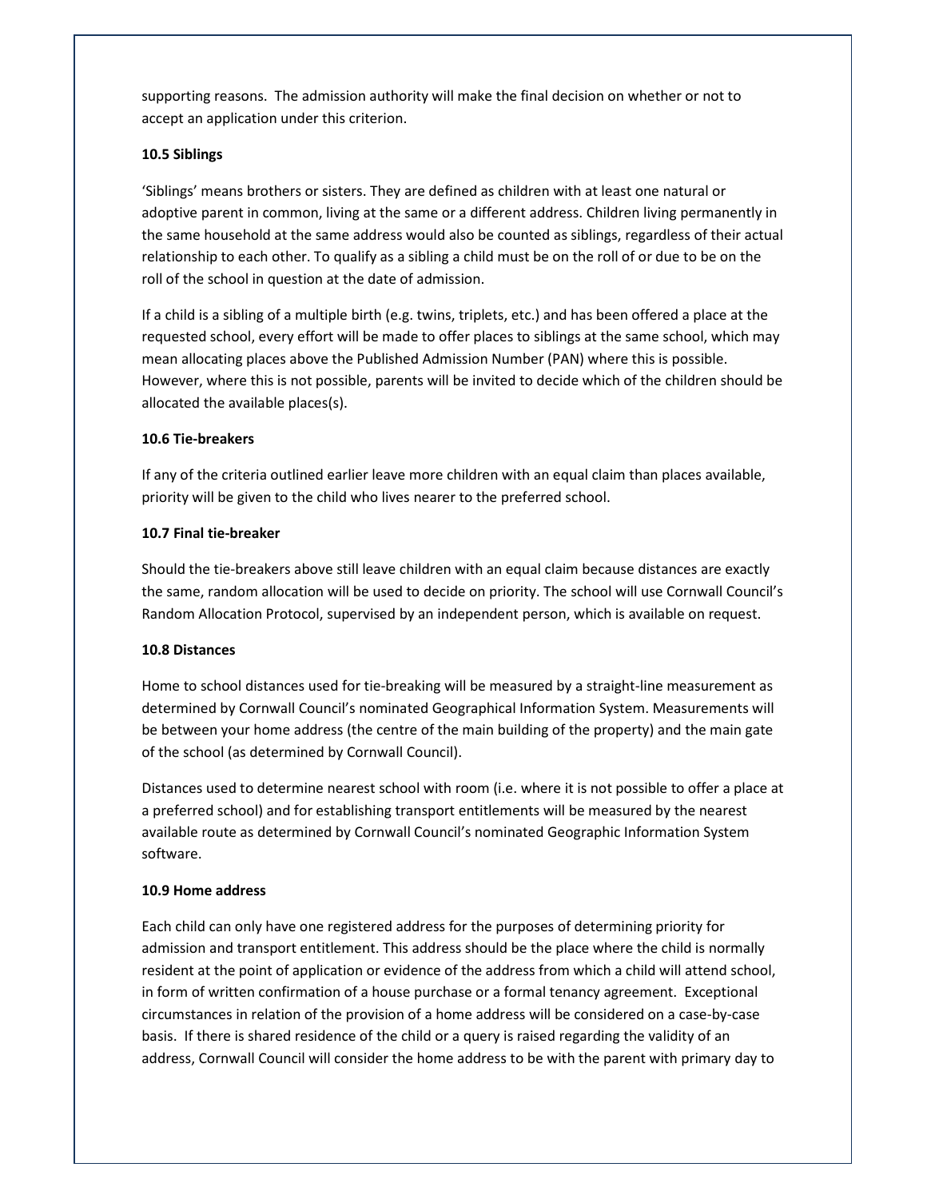supporting reasons. The admission authority will make the final decision on whether or not to accept an application under this criterion.

**10.5 Siblings**

'Siblings' means brothers or sisters. They are defined as children with at least one natural or adoptive parent in common, living at the same or a different address. Children living permanently in the same household at the same address would also be counted as siblings, regardless of their actual relationship to each other. To qualify as a sibling a child must be on the roll of or due to be on the roll of the school in question at the date of admission.

If a child is a sibling of a multiple birth (e.g. twins, triplets, etc.) and has been offered a place at the requested school, every effort will be made to offer places to siblings at the same school, which may mean allocating places above the Published Admission Number (PAN) where this is possible. However, where this is not possible, parents will be invited to decide which of the children should be allocated the available places(s).

**10.6 Tie-breakers**

If any of the criteria outlined earlier leave more children with an equal claim than places available, priority will be given to the child who lives nearer to the preferred school.

**10.7 Final tie-breaker**

Should the tie-breakers above still leave children with an equal claim because distances are exactly the same, random allocation will be used to decide on priority. The school will use Cornwall Council's Random Allocation Protocol, supervised by an independent person, which is available on request.

**10.8 Distances**

Home to school distances used for tie-breaking will be measured by a straight-line measurement as determined by Cornwall Council's nominated Geographical Information System. Measurements will be between your home address (the centre of the main building of the property) and the main gate of the school (as determined by Cornwall Council).

Distances used to determine nearest school with room (i.e. where it is not possible to offer a place at a preferred school) and for establishing transport entitlements will be measured by the nearest available route as determined by Cornwall Council's nominated Geographic Information System software.

**10.9 Home address**

Each child can only have one registered address for the purposes of determining priority for admission and transport entitlement. This address should be the place where the child is normally resident at the point of application or evidence of the address from which a child will attend school, in form of written confirmation of a house purchase or a formal tenancy agreement. Exceptional circumstances in relation of the provision of a home address will be considered on a case-by-case basis. If there is shared residence of the child or a query is raised regarding the validity of an address, Cornwall Council will consider the home address to be with the parent with primary day to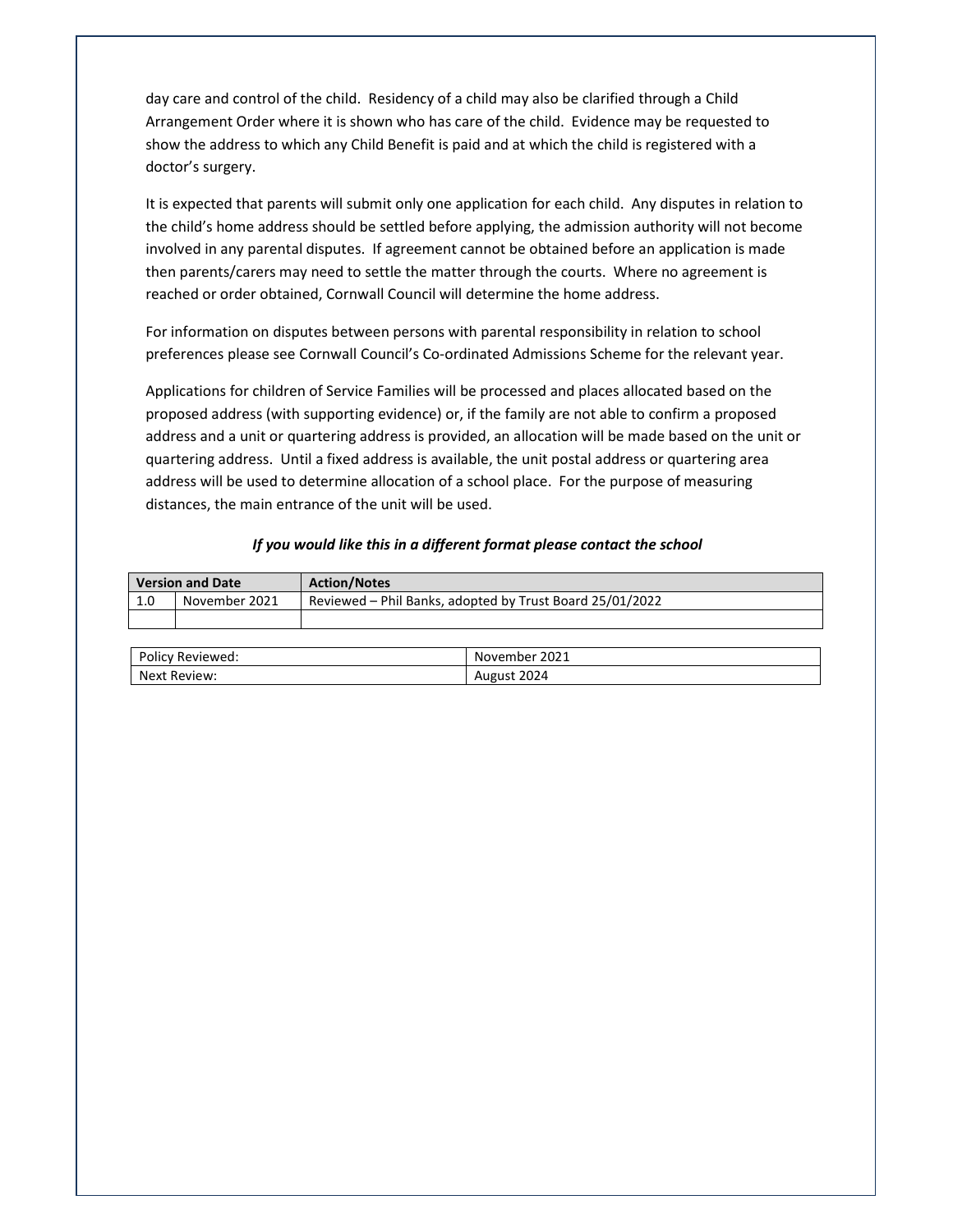day care and control of the child. Residency of a child may also be clarified through a Child Arrangement Order where it is shown who has care of the child. Evidence may be requested to show the address to which any Child Benefit is paid and at which the child is registered with a doctor's surgery.

It is expected that parents will submit only one application for each child. Any disputes in relation to the child's home address should be settled before applying, the admission authority will not become involved in any parental disputes. If agreement cannot be obtained before an application is made then parents/carers may need to settle the matter through the courts. Where no agreement is reached or order obtained, Cornwall Council will determine the home address.

For information on disputes between persons with parental responsibility in relation to school preferences please see Cornwall Council's Co-ordinated Admissions Scheme for the relevant year.

Applications for children of Service Families will be processed and places allocated based on the proposed address (with supporting evidence) or, if the family are not able to confirm a proposed address and a unit or quartering address is provided, an allocation will be made based on the unit or quartering address. Until a fixed address is available, the unit postal address or quartering area address will be used to determine allocation of a school place. For the purpose of measuring distances, the main entrance of the unit will be used.

***If you would like this in a different format please contact the school***

| Version and Date | | Action/Notes |
|---|---|---|
| 1.0 | November 2021 | Reviewed – Phil Banks, adopted by Trust Board 25/01/2022 |
| | | |

| | |
|---|---|
| Policy Reviewed: | November 2021 |
| Next Review: | August 2024 |